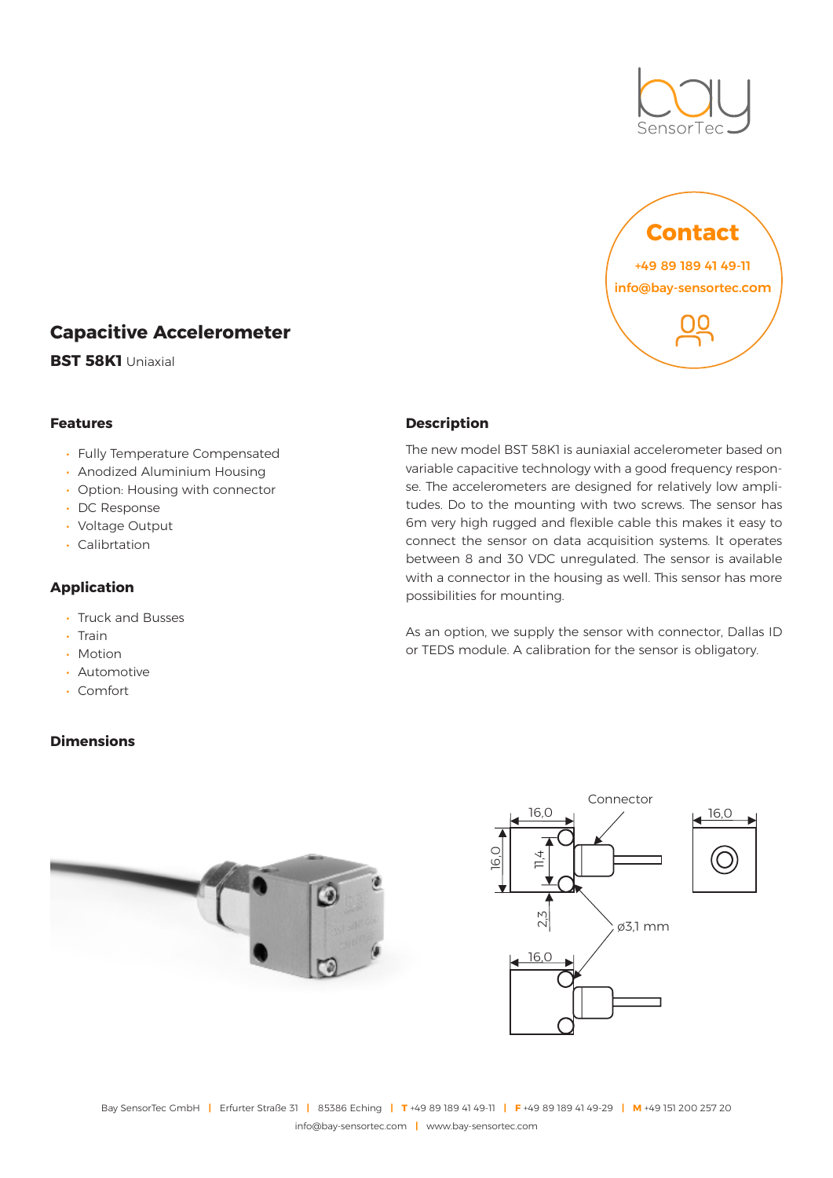Contact

+49 89 189 41 49-11

info@bay-sensortec.com

# Capacitive Accelerometer

**BST 58K1** Uniaxial

## Features

- Fully Temperature Compensated
- Anodized Aluminium Housing
- Option: Housing with connector
- DC Response
- Voltage Output
- Calibrtation

## Application

- Truck and Busses
- Train
- Motion
- Automotive
- Comfort

## Description

The new model BST 58K1 is auniaxial accelerometer based on variable capacitive technology with a good frequency response. The accelerometers are designed for relatively low amplitudes. Do to the mounting with two screws. The sensor has 6m very high rugged and flexible cable this makes it easy to connect the sensor on data acquisition systems. It operates between 8 and 30 VDC unregulated. The sensor is available with a connector in the housing as well. This sensor has more possibilities for mounting.

As an option, we supply the sensor with connector, Dallas ID or TEDS module. A calibration for the sensor is obligatory.

## Dimensions

Connector

16,0

16,0

16,0

11,4

2,3

ø3,1 mm

16,0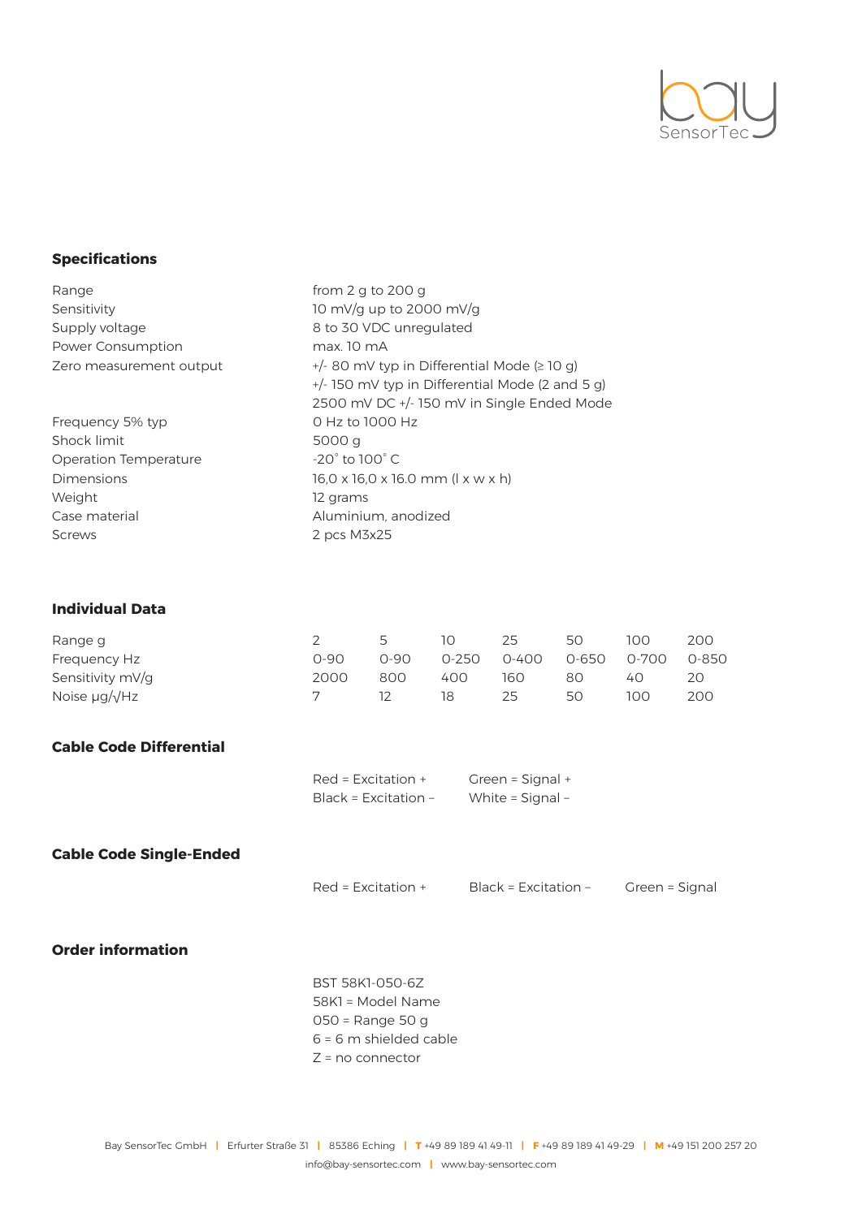## Specifications

| | |
|---|---|
| Range | from 2 g to 200 g |
| Sensitivity | 10 mV/g up to 2000 mV/g |
| Supply voltage | 8 to 30 VDC unregulated |
| Power Consumption | max. 10 mA |
| Zero measurement output | +/- 80 mV typ in Differential Mode (≥ 10 g)<br>+/- 150 mV typ in Differential Mode (2 and 5 g)<br>2500 mV DC +/- 150 mV in Single Ended Mode |
| Frequency 5% typ | 0 Hz to 1000 Hz |
| Shock limit | 5000 g |
| Operation Temperature | -20˚ to 100˚ C |
| Dimensions | 16,0 x 16,0 x 16.0 mm (l x w x h) |
| Weight | 12 grams |
| Case material | Aluminium, anodized |
| Screws | 2 pcs M3x25 |

## Individual Data

| | | | | | | | |
|---|---|---|---|---|---|---|---|
| Range g | 2 | 5 | 10 | 25 | 50 | 100 | 200 |
| Frequency Hz | 0-90 | 0-90 | 0-250 | 0-400 | 0-650 | 0-700 | 0-850 |
| Sensitivity mV/g | 2000 | 800 | 400 | 160 | 80 | 40 | 20 |
| Noise µg/√Hz | 7 | 12 | 18 | 25 | 50 | 100 | 200 |

## Cable Code Differential

Red = Excitation + Green = Signal +
Black = Excitation – White = Signal –

## Cable Code Single-Ended

Red = Excitation + Black = Excitation – Green = Signal

## Order information

BST 58K1-050-6Z
58K1 = Model Name
050 = Range 50 g
6 = 6 m shielded cable
Z = no connector

Bay SensorTec GmbH | Erfurter Straße 31 | 85386 Eching | T +49 89 189 41 49-11 | F +49 89 189 41 49-29 | M +49 151 200 257 20
info@bay-sensortec.com | www.bay-sensortec.com